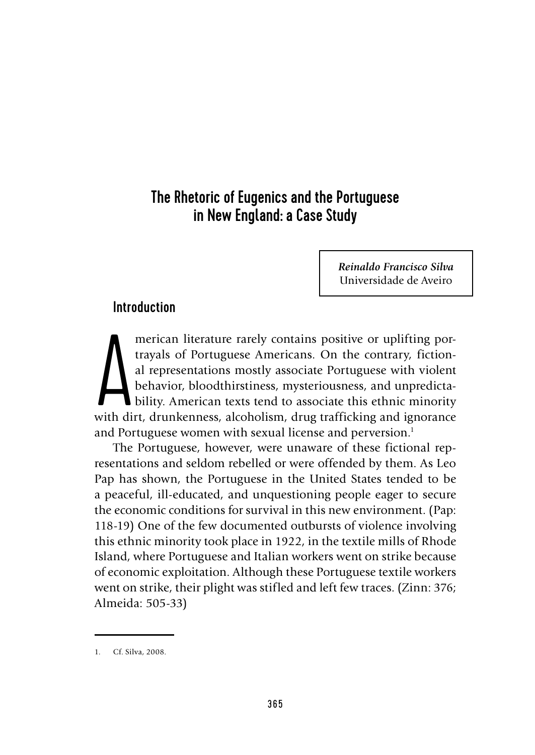# The Rhetoric of Eugenics and the Portuguese in New England: a Case Study

***Reinaldo Francisco Silva***
Universidade de Aveiro

## Introduction

American literature rarely contains positive or uplifting portrayals of Portuguese Americans. On the contrary, fictional representations mostly associate Portuguese with violent behavior, bloodthirstiness, mysteriousness, and unpredictability. American texts tend to associate this ethnic minority with dirt, drunkenness, alcoholism, drug trafficking and ignorance and Portuguese women with sexual license and perversion.[1]

The Portuguese, however, were unaware of these fictional representations and seldom rebelled or were offended by them. As Leo Pap has shown, the Portuguese in the United States tended to be a peaceful, ill-educated, and unquestioning people eager to secure the economic conditions for survival in this new environment. (Pap: 118-19) One of the few documented outbursts of violence involving this ethnic minority took place in 1922, in the textile mills of Rhode Island, where Portuguese and Italian workers went on strike because of economic exploitation. Although these Portuguese textile workers went on strike, their plight was stifled and left few traces. (Zinn: 376; Almeida: 505-33)

---

1. Cf. Silva, 2008.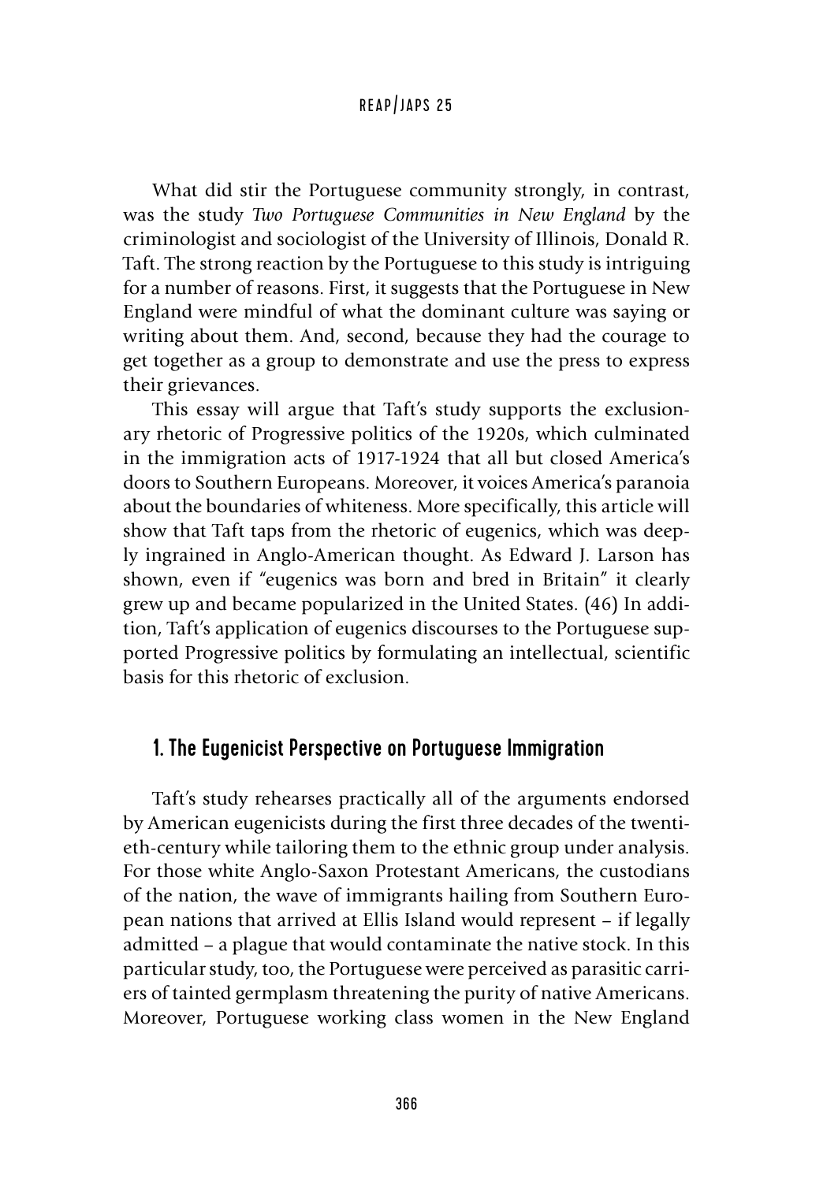What did stir the Portuguese community strongly, in contrast, was the study *Two Portuguese Communities in New England* by the criminologist and sociologist of the University of Illinois, Donald R. Taft. The strong reaction by the Portuguese to this study is intriguing for a number of reasons. First, it suggests that the Portuguese in New England were mindful of what the dominant culture was saying or writing about them. And, second, because they had the courage to get together as a group to demonstrate and use the press to express their grievances.

This essay will argue that Taft's study supports the exclusionary rhetoric of Progressive politics of the 1920s, which culminated in the immigration acts of 1917-1924 that all but closed America's doors to Southern Europeans. Moreover, it voices America's paranoia about the boundaries of whiteness. More specifically, this article will show that Taft taps from the rhetoric of eugenics, which was deeply ingrained in Anglo-American thought. As Edward J. Larson has shown, even if "eugenics was born and bred in Britain" it clearly grew up and became popularized in the United States. (46) In addition, Taft's application of eugenics discourses to the Portuguese supported Progressive politics by formulating an intellectual, scientific basis for this rhetoric of exclusion.

## 1. The Eugenicist Perspective on Portuguese Immigration

Taft's study rehearses practically all of the arguments endorsed by American eugenicists during the first three decades of the twentieth-century while tailoring them to the ethnic group under analysis. For those white Anglo-Saxon Protestant Americans, the custodians of the nation, the wave of immigrants hailing from Southern European nations that arrived at Ellis Island would represent – if legally admitted – a plague that would contaminate the native stock. In this particular study, too, the Portuguese were perceived as parasitic carriers of tainted germplasm threatening the purity of native Americans. Moreover, Portuguese working class women in the New England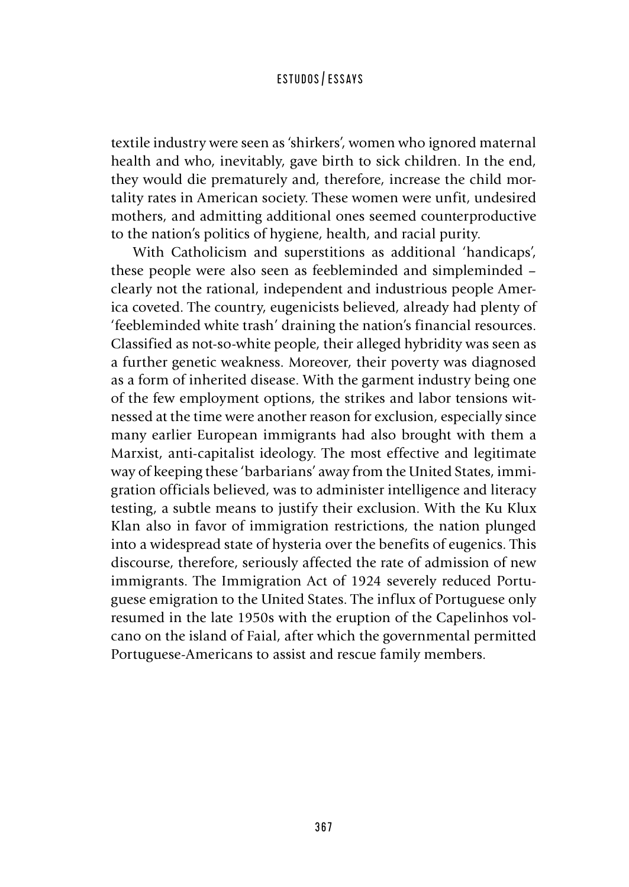textile industry were seen as 'shirkers', women who ignored maternal health and who, inevitably, gave birth to sick children. In the end, they would die prematurely and, therefore, increase the child mortality rates in American society. These women were unfit, undesired mothers, and admitting additional ones seemed counterproductive to the nation's politics of hygiene, health, and racial purity.

With Catholicism and superstitions as additional 'handicaps', these people were also seen as feebleminded and simpleminded – clearly not the rational, independent and industrious people America coveted. The country, eugenicists believed, already had plenty of 'feebleminded white trash' draining the nation's financial resources. Classified as not-so-white people, their alleged hybridity was seen as a further genetic weakness. Moreover, their poverty was diagnosed as a form of inherited disease. With the garment industry being one of the few employment options, the strikes and labor tensions witnessed at the time were another reason for exclusion, especially since many earlier European immigrants had also brought with them a Marxist, anti-capitalist ideology. The most effective and legitimate way of keeping these 'barbarians' away from the United States, immigration officials believed, was to administer intelligence and literacy testing, a subtle means to justify their exclusion. With the Ku Klux Klan also in favor of immigration restrictions, the nation plunged into a widespread state of hysteria over the benefits of eugenics. This discourse, therefore, seriously affected the rate of admission of new immigrants. The Immigration Act of 1924 severely reduced Portuguese emigration to the United States. The influx of Portuguese only resumed in the late 1950s with the eruption of the Capelinhos volcano on the island of Faial, after which the governmental permitted Portuguese-Americans to assist and rescue family members.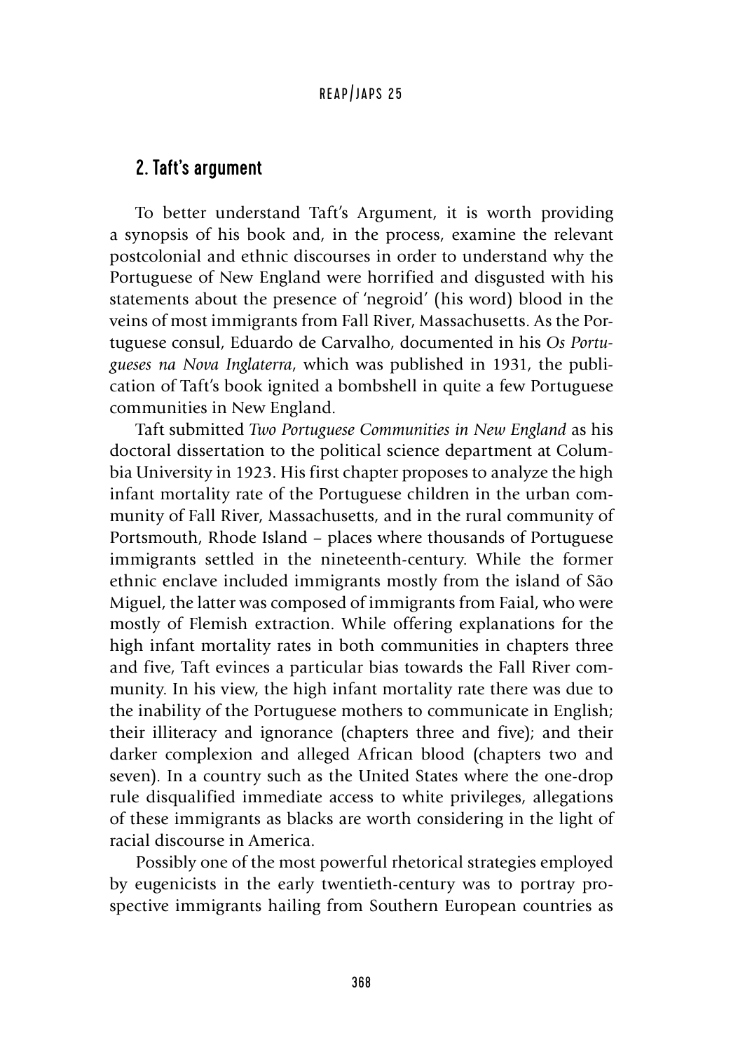## 2. Taft's argument

To better understand Taft's Argument, it is worth providing a synopsis of his book and, in the process, examine the relevant postcolonial and ethnic discourses in order to understand why the Portuguese of New England were horrified and disgusted with his statements about the presence of 'negroid' (his word) blood in the veins of most immigrants from Fall River, Massachusetts. As the Portuguese consul, Eduardo de Carvalho, documented in his *Os Portugueses na Nova Inglaterra*, which was published in 1931, the publication of Taft's book ignited a bombshell in quite a few Portuguese communities in New England.

Taft submitted *Two Portuguese Communities in New England* as his doctoral dissertation to the political science department at Columbia University in 1923. His first chapter proposes to analyze the high infant mortality rate of the Portuguese children in the urban community of Fall River, Massachusetts, and in the rural community of Portsmouth, Rhode Island – places where thousands of Portuguese immigrants settled in the nineteenth-century. While the former ethnic enclave included immigrants mostly from the island of São Miguel, the latter was composed of immigrants from Faial, who were mostly of Flemish extraction. While offering explanations for the high infant mortality rates in both communities in chapters three and five, Taft evinces a particular bias towards the Fall River community. In his view, the high infant mortality rate there was due to the inability of the Portuguese mothers to communicate in English; their illiteracy and ignorance (chapters three and five); and their darker complexion and alleged African blood (chapters two and seven). In a country such as the United States where the one-drop rule disqualified immediate access to white privileges, allegations of these immigrants as blacks are worth considering in the light of racial discourse in America.

Possibly one of the most powerful rhetorical strategies employed by eugenicists in the early twentieth-century was to portray prospective immigrants hailing from Southern European countries as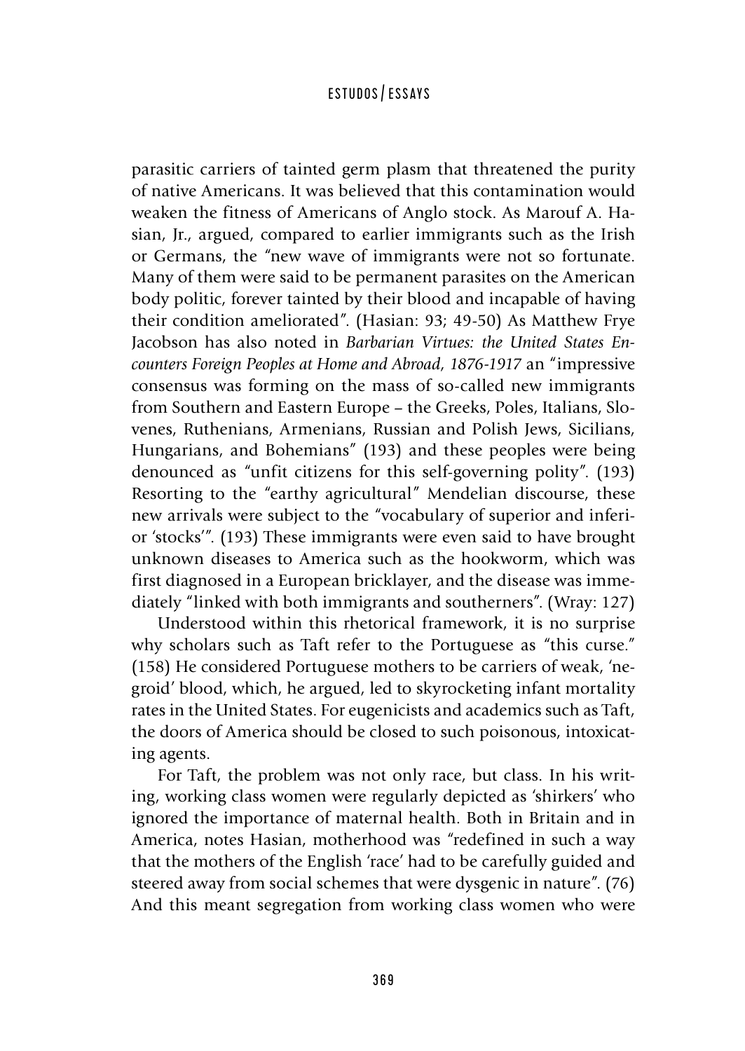parasitic carriers of tainted germ plasm that threatened the purity of native Americans. It was believed that this contamination would weaken the fitness of Americans of Anglo stock. As Marouf A. Hasian, Jr., argued, compared to earlier immigrants such as the Irish or Germans, the "new wave of immigrants were not so fortunate. Many of them were said to be permanent parasites on the American body politic, forever tainted by their blood and incapable of having their condition ameliorated". (Hasian: 93; 49-50) As Matthew Frye Jacobson has also noted in *Barbarian Virtues: the United States Encounters Foreign Peoples at Home and Abroad, 1876-1917* an "impressive consensus was forming on the mass of so-called new immigrants from Southern and Eastern Europe – the Greeks, Poles, Italians, Slovenes, Ruthenians, Armenians, Russian and Polish Jews, Sicilians, Hungarians, and Bohemians" (193) and these peoples were being denounced as "unfit citizens for this self-governing polity". (193) Resorting to the "earthy agricultural" Mendelian discourse, these new arrivals were subject to the "vocabulary of superior and inferior 'stocks'". (193) These immigrants were even said to have brought unknown diseases to America such as the hookworm, which was first diagnosed in a European bricklayer, and the disease was immediately "linked with both immigrants and southerners". (Wray: 127)

Understood within this rhetorical framework, it is no surprise why scholars such as Taft refer to the Portuguese as "this curse." (158) He considered Portuguese mothers to be carriers of weak, 'negroid' blood, which, he argued, led to skyrocketing infant mortality rates in the United States. For eugenicists and academics such as Taft, the doors of America should be closed to such poisonous, intoxicating agents.

For Taft, the problem was not only race, but class. In his writing, working class women were regularly depicted as 'shirkers' who ignored the importance of maternal health. Both in Britain and in America, notes Hasian, motherhood was "redefined in such a way that the mothers of the English 'race' had to be carefully guided and steered away from social schemes that were dysgenic in nature". (76) And this meant segregation from working class women who were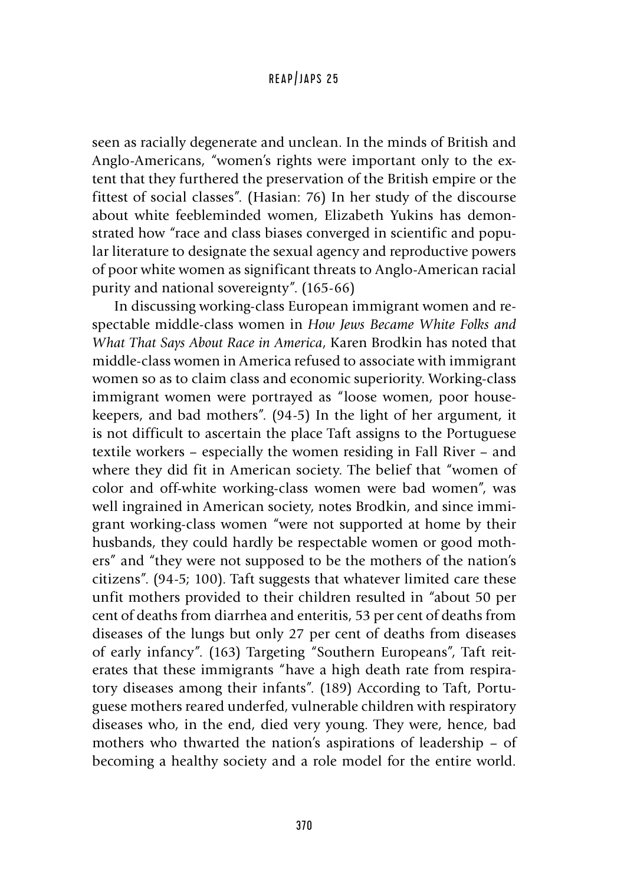seen as racially degenerate and unclean. In the minds of British and Anglo-Americans, "women's rights were important only to the extent that they furthered the preservation of the British empire or the fittest of social classes". (Hasian: 76) In her study of the discourse about white feebleminded women, Elizabeth Yukins has demonstrated how "race and class biases converged in scientific and popular literature to designate the sexual agency and reproductive powers of poor white women as significant threats to Anglo-American racial purity and national sovereignty". (165-66)

In discussing working-class European immigrant women and respectable middle-class women in *How Jews Became White Folks and What That Says About Race in America*, Karen Brodkin has noted that middle-class women in America refused to associate with immigrant women so as to claim class and economic superiority. Working-class immigrant women were portrayed as "loose women, poor housekeepers, and bad mothers". (94-5) In the light of her argument, it is not difficult to ascertain the place Taft assigns to the Portuguese textile workers – especially the women residing in Fall River – and where they did fit in American society. The belief that "women of color and off-white working-class women were bad women", was well ingrained in American society, notes Brodkin, and since immigrant working-class women "were not supported at home by their husbands, they could hardly be respectable women or good mothers" and "they were not supposed to be the mothers of the nation's citizens". (94-5; 100). Taft suggests that whatever limited care these unfit mothers provided to their children resulted in "about 50 per cent of deaths from diarrhea and enteritis, 53 per cent of deaths from diseases of the lungs but only 27 per cent of deaths from diseases of early infancy". (163) Targeting "Southern Europeans", Taft reiterates that these immigrants "have a high death rate from respiratory diseases among their infants". (189) According to Taft, Portuguese mothers reared underfed, vulnerable children with respiratory diseases who, in the end, died very young. They were, hence, bad mothers who thwarted the nation's aspirations of leadership – of becoming a healthy society and a role model for the entire world.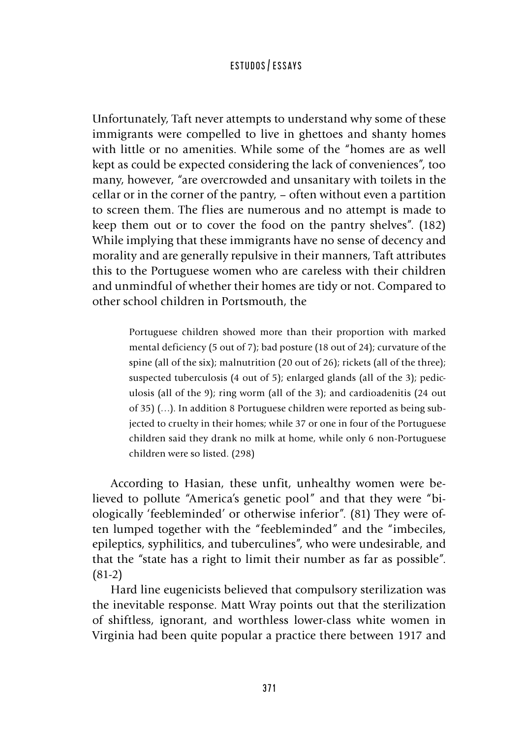Unfortunately, Taft never attempts to understand why some of these immigrants were compelled to live in ghettoes and shanty homes with little or no amenities. While some of the "homes are as well kept as could be expected considering the lack of conveniences", too many, however, "are overcrowded and unsanitary with toilets in the cellar or in the corner of the pantry, – often without even a partition to screen them. The flies are numerous and no attempt is made to keep them out or to cover the food on the pantry shelves". (182) While implying that these immigrants have no sense of decency and morality and are generally repulsive in their manners, Taft attributes this to the Portuguese women who are careless with their children and unmindful of whether their homes are tidy or not. Compared to other school children in Portsmouth, the

> Portuguese children showed more than their proportion with marked mental deficiency (5 out of 7); bad posture (18 out of 24); curvature of the spine (all of the six); malnutrition (20 out of 26); rickets (all of the three); suspected tuberculosis (4 out of 5); enlarged glands (all of the 3); pediculosis (all of the 9); ring worm (all of the 3); and cardioadenitis (24 out of 35) (…). In addition 8 Portuguese children were reported as being subjected to cruelty in their homes; while 37 or one in four of the Portuguese children said they drank no milk at home, while only 6 non-Portuguese children were so listed. (298)

According to Hasian, these unfit, unhealthy women were believed to pollute "America's genetic pool" and that they were "biologically 'feebleminded' or otherwise inferior". (81) They were often lumped together with the "feebleminded" and the "imbeciles, epileptics, syphilitics, and tuberculines", who were undesirable, and that the "state has a right to limit their number as far as possible". (81-2)

Hard line eugenicists believed that compulsory sterilization was the inevitable response. Matt Wray points out that the sterilization of shiftless, ignorant, and worthless lower-class white women in Virginia had been quite popular a practice there between 1917 and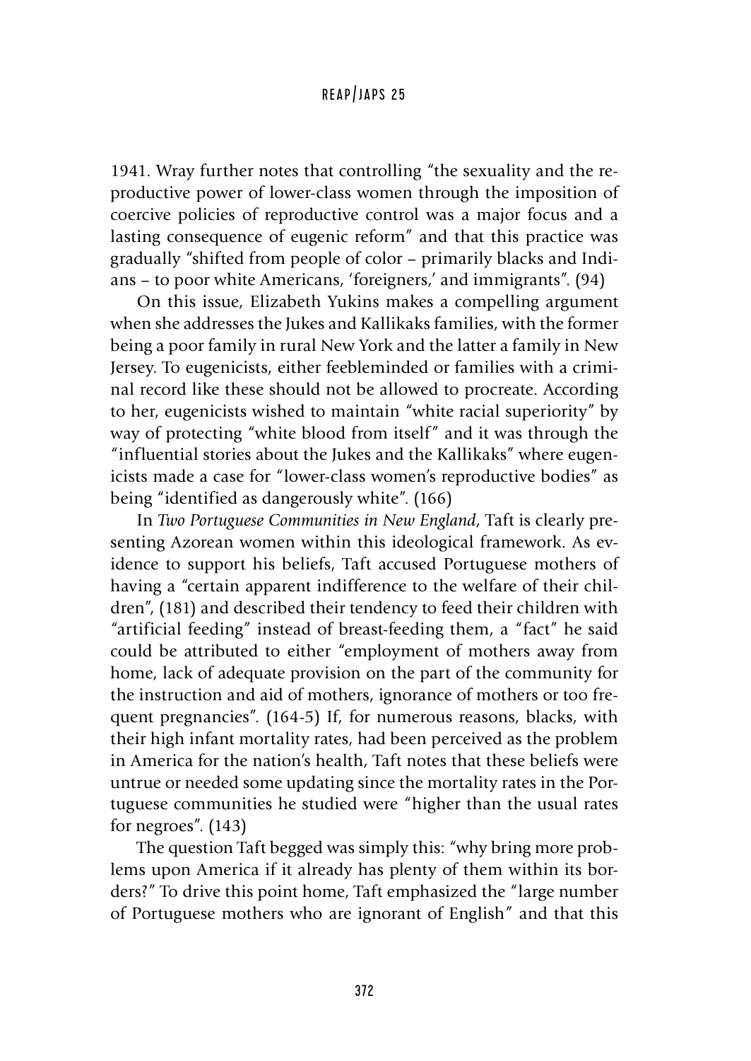1941. Wray further notes that controlling "the sexuality and the reproductive power of lower-class women through the imposition of coercive policies of reproductive control was a major focus and a lasting consequence of eugenic reform" and that this practice was gradually "shifted from people of color – primarily blacks and Indians – to poor white Americans, 'foreigners,' and immigrants". (94)

On this issue, Elizabeth Yukins makes a compelling argument when she addresses the Jukes and Kallikaks families, with the former being a poor family in rural New York and the latter a family in New Jersey. To eugenicists, either feebleminded or families with a criminal record like these should not be allowed to procreate. According to her, eugenicists wished to maintain "white racial superiority" by way of protecting "white blood from itself" and it was through the "influential stories about the Jukes and the Kallikaks" where eugenicists made a case for "lower-class women's reproductive bodies" as being "identified as dangerously white". (166)

In *Two Portuguese Communities in New England*, Taft is clearly presenting Azorean women within this ideological framework. As evidence to support his beliefs, Taft accused Portuguese mothers of having a "certain apparent indifference to the welfare of their children", (181) and described their tendency to feed their children with "artificial feeding" instead of breast-feeding them, a "fact" he said could be attributed to either "employment of mothers away from home, lack of adequate provision on the part of the community for the instruction and aid of mothers, ignorance of mothers or too frequent pregnancies". (164-5) If, for numerous reasons, blacks, with their high infant mortality rates, had been perceived as the problem in America for the nation's health, Taft notes that these beliefs were untrue or needed some updating since the mortality rates in the Portuguese communities he studied were "higher than the usual rates for negroes". (143)

The question Taft begged was simply this: "why bring more problems upon America if it already has plenty of them within its borders?" To drive this point home, Taft emphasized the "large number of Portuguese mothers who are ignorant of English" and that this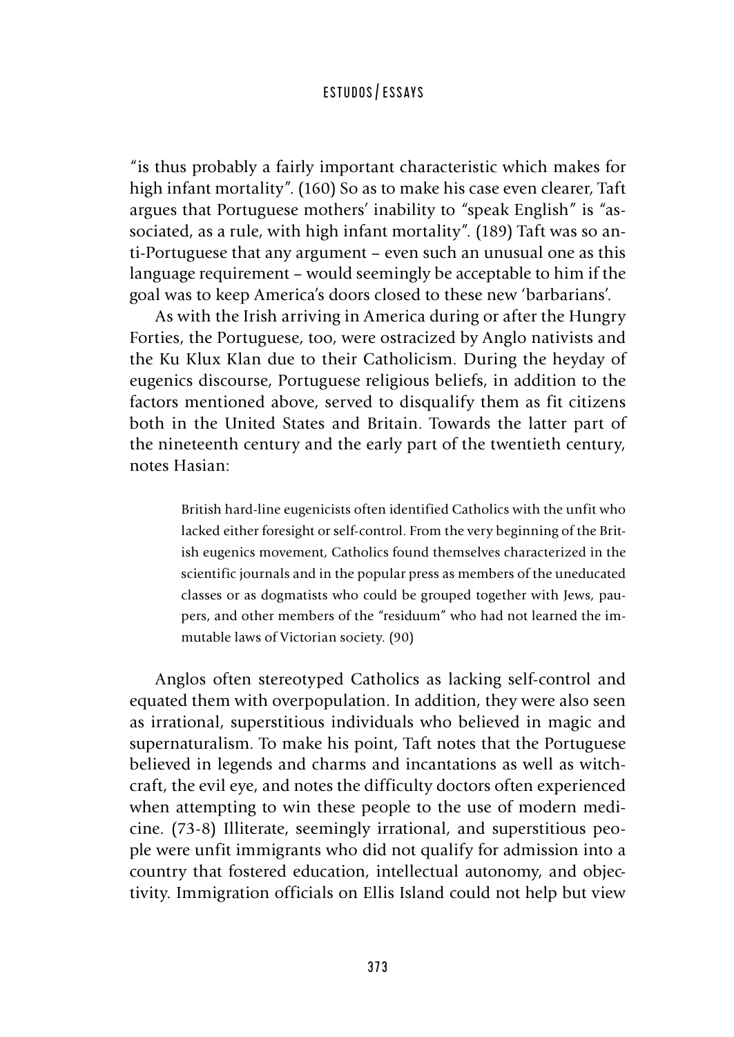"is thus probably a fairly important characteristic which makes for high infant mortality". (160) So as to make his case even clearer, Taft argues that Portuguese mothers' inability to "speak English" is "associated, as a rule, with high infant mortality". (189) Taft was so anti-Portuguese that any argument – even such an unusual one as this language requirement – would seemingly be acceptable to him if the goal was to keep America's doors closed to these new 'barbarians'.

As with the Irish arriving in America during or after the Hungry Forties, the Portuguese, too, were ostracized by Anglo nativists and the Ku Klux Klan due to their Catholicism. During the heyday of eugenics discourse, Portuguese religious beliefs, in addition to the factors mentioned above, served to disqualify them as fit citizens both in the United States and Britain. Towards the latter part of the nineteenth century and the early part of the twentieth century, notes Hasian:

> British hard-line eugenicists often identified Catholics with the unfit who lacked either foresight or self-control. From the very beginning of the British eugenics movement, Catholics found themselves characterized in the scientific journals and in the popular press as members of the uneducated classes or as dogmatists who could be grouped together with Jews, paupers, and other members of the "residuum" who had not learned the immutable laws of Victorian society. (90)

Anglos often stereotyped Catholics as lacking self-control and equated them with overpopulation. In addition, they were also seen as irrational, superstitious individuals who believed in magic and supernaturalism. To make his point, Taft notes that the Portuguese believed in legends and charms and incantations as well as witchcraft, the evil eye, and notes the difficulty doctors often experienced when attempting to win these people to the use of modern medicine. (73-8) Illiterate, seemingly irrational, and superstitious people were unfit immigrants who did not qualify for admission into a country that fostered education, intellectual autonomy, and objectivity. Immigration officials on Ellis Island could not help but view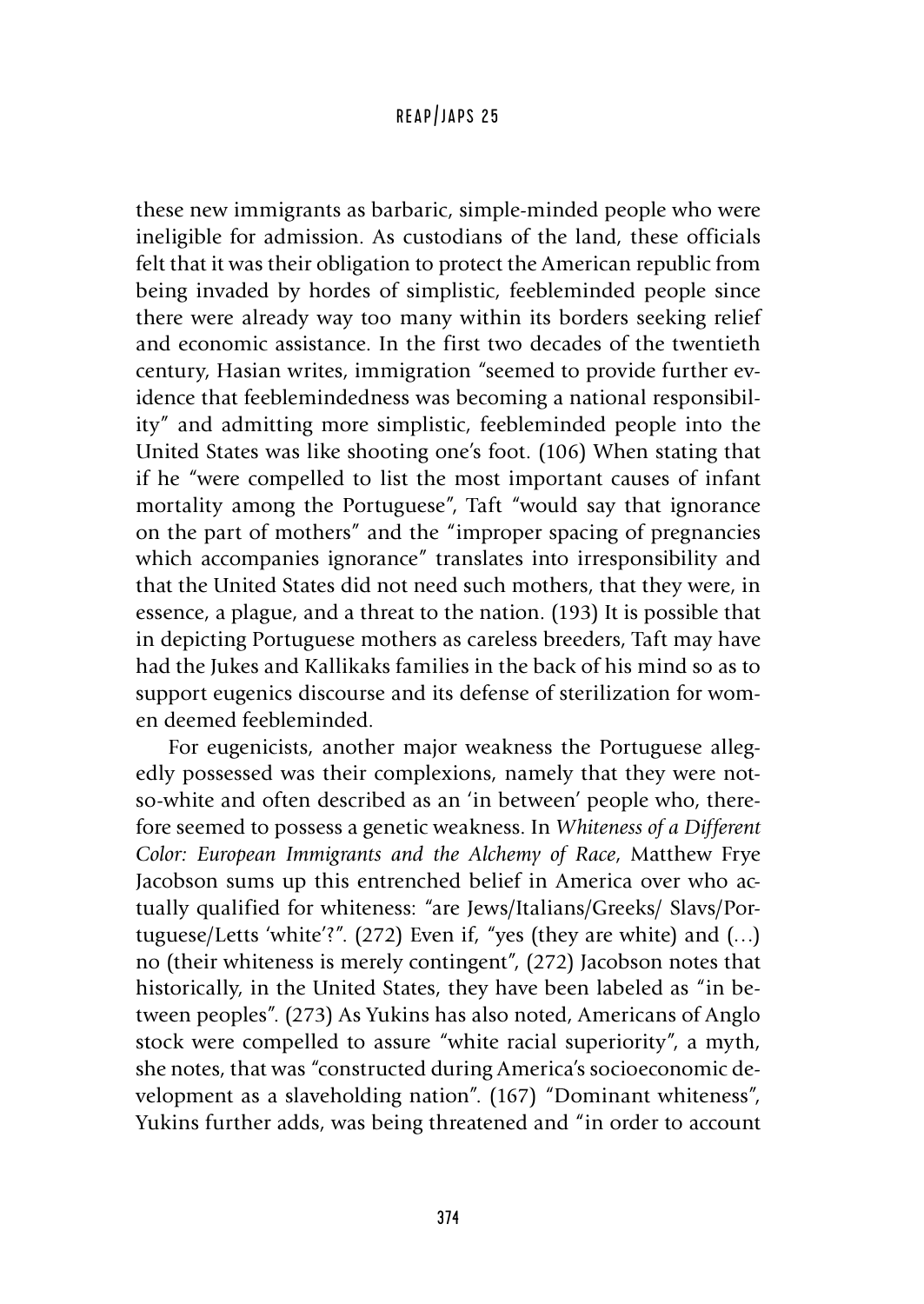these new immigrants as barbaric, simple-minded people who were ineligible for admission. As custodians of the land, these officials felt that it was their obligation to protect the American republic from being invaded by hordes of simplistic, feebleminded people since there were already way too many within its borders seeking relief and economic assistance. In the first two decades of the twentieth century, Hasian writes, immigration "seemed to provide further evidence that feeblemindedness was becoming a national responsibility" and admitting more simplistic, feebleminded people into the United States was like shooting one's foot. (106) When stating that if he "were compelled to list the most important causes of infant mortality among the Portuguese", Taft "would say that ignorance on the part of mothers" and the "improper spacing of pregnancies which accompanies ignorance" translates into irresponsibility and that the United States did not need such mothers, that they were, in essence, a plague, and a threat to the nation. (193) It is possible that in depicting Portuguese mothers as careless breeders, Taft may have had the Jukes and Kallikaks families in the back of his mind so as to support eugenics discourse and its defense of sterilization for women deemed feebleminded.

For eugenicists, another major weakness the Portuguese allegedly possessed was their complexions, namely that they were not-so-white and often described as an 'in between' people who, therefore seemed to possess a genetic weakness. In *Whiteness of a Different Color: European Immigrants and the Alchemy of Race*, Matthew Frye Jacobson sums up this entrenched belief in America over who actually qualified for whiteness: "are Jews/Italians/Greeks/ Slavs/Portuguese/Letts 'white'?". (272) Even if, "yes (they are white) and (…) no (their whiteness is merely contingent", (272) Jacobson notes that historically, in the United States, they have been labeled as "in between peoples". (273) As Yukins has also noted, Americans of Anglo stock were compelled to assure "white racial superiority", a myth, she notes, that was "constructed during America's socioeconomic development as a slaveholding nation". (167) "Dominant whiteness", Yukins further adds, was being threatened and "in order to account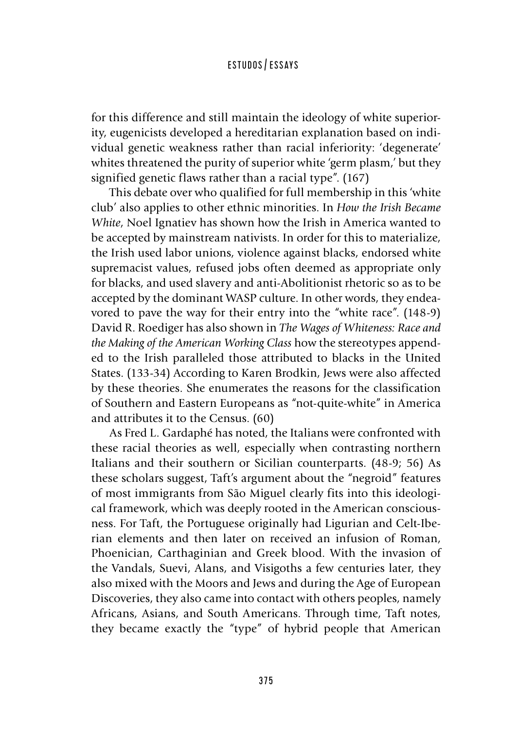for this difference and still maintain the ideology of white superiority, eugenicists developed a hereditarian explanation based on individual genetic weakness rather than racial inferiority: 'degenerate' whites threatened the purity of superior white 'germ plasm,' but they signified genetic flaws rather than a racial type". (167)

This debate over who qualified for full membership in this 'white club' also applies to other ethnic minorities. In *How the Irish Became White*, Noel Ignatiev has shown how the Irish in America wanted to be accepted by mainstream nativists. In order for this to materialize, the Irish used labor unions, violence against blacks, endorsed white supremacist values, refused jobs often deemed as appropriate only for blacks, and used slavery and anti-Abolitionist rhetoric so as to be accepted by the dominant WASP culture. In other words, they endeavored to pave the way for their entry into the "white race". (148-9) David R. Roediger has also shown in *The Wages of Whiteness: Race and the Making of the American Working Class* how the stereotypes appended to the Irish paralleled those attributed to blacks in the United States. (133-34) According to Karen Brodkin, Jews were also affected by these theories. She enumerates the reasons for the classification of Southern and Eastern Europeans as "not-quite-white" in America and attributes it to the Census. (60)

As Fred L. Gardaphé has noted, the Italians were confronted with these racial theories as well, especially when contrasting northern Italians and their southern or Sicilian counterparts. (48-9; 56) As these scholars suggest, Taft's argument about the "negroid" features of most immigrants from São Miguel clearly fits into this ideological framework, which was deeply rooted in the American consciousness. For Taft, the Portuguese originally had Ligurian and Celt-Iberian elements and then later on received an infusion of Roman, Phoenician, Carthaginian and Greek blood. With the invasion of the Vandals, Suevi, Alans, and Visigoths a few centuries later, they also mixed with the Moors and Jews and during the Age of European Discoveries, they also came into contact with others peoples, namely Africans, Asians, and South Americans. Through time, Taft notes, they became exactly the "type" of hybrid people that American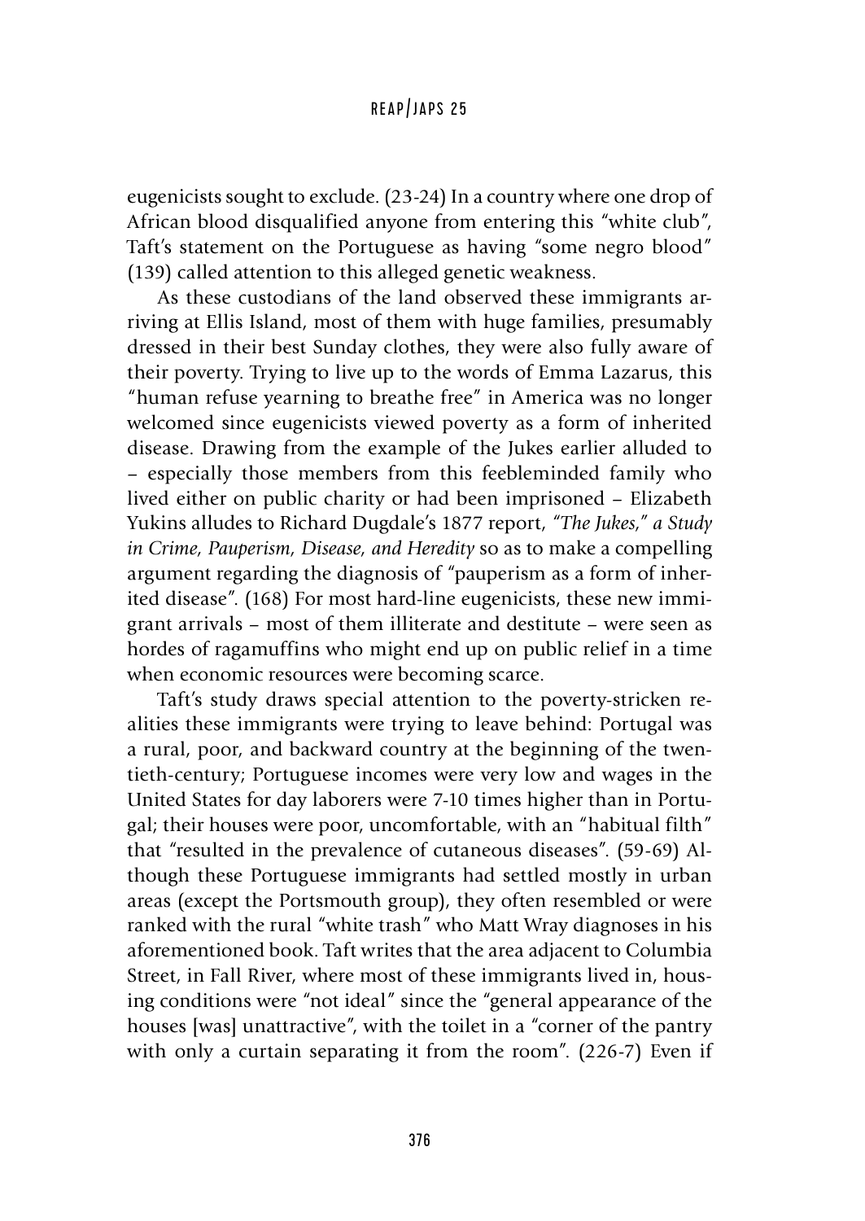eugenicists sought to exclude. (23-24) In a country where one drop of African blood disqualified anyone from entering this "white club", Taft's statement on the Portuguese as having "some negro blood" (139) called attention to this alleged genetic weakness.

As these custodians of the land observed these immigrants arriving at Ellis Island, most of them with huge families, presumably dressed in their best Sunday clothes, they were also fully aware of their poverty. Trying to live up to the words of Emma Lazarus, this "human refuse yearning to breathe free" in America was no longer welcomed since eugenicists viewed poverty as a form of inherited disease. Drawing from the example of the Jukes earlier alluded to – especially those members from this feebleminded family who lived either on public charity or had been imprisoned – Elizabeth Yukins alludes to Richard Dugdale's 1877 report, *"The Jukes," a Study in Crime, Pauperism, Disease, and Heredity* so as to make a compelling argument regarding the diagnosis of "pauperism as a form of inherited disease". (168) For most hard-line eugenicists, these new immigrant arrivals – most of them illiterate and destitute – were seen as hordes of ragamuffins who might end up on public relief in a time when economic resources were becoming scarce.

Taft's study draws special attention to the poverty-stricken realities these immigrants were trying to leave behind: Portugal was a rural, poor, and backward country at the beginning of the twentieth-century; Portuguese incomes were very low and wages in the United States for day laborers were 7-10 times higher than in Portugal; their houses were poor, uncomfortable, with an "habitual filth" that "resulted in the prevalence of cutaneous diseases". (59-69) Although these Portuguese immigrants had settled mostly in urban areas (except the Portsmouth group), they often resembled or were ranked with the rural "white trash" who Matt Wray diagnoses in his aforementioned book. Taft writes that the area adjacent to Columbia Street, in Fall River, where most of these immigrants lived in, housing conditions were "not ideal" since the "general appearance of the houses [was] unattractive", with the toilet in a "corner of the pantry with only a curtain separating it from the room". (226-7) Even if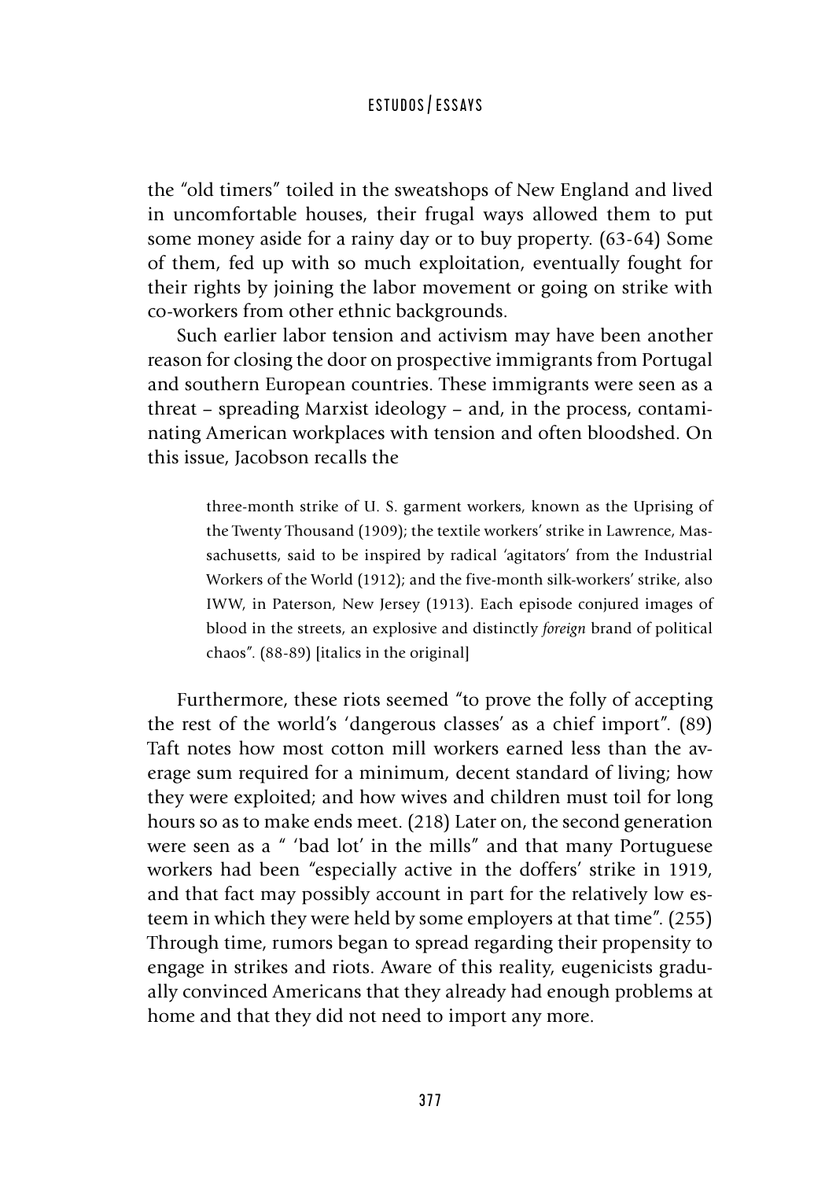the "old timers" toiled in the sweatshops of New England and lived in uncomfortable houses, their frugal ways allowed them to put some money aside for a rainy day or to buy property. (63-64) Some of them, fed up with so much exploitation, eventually fought for their rights by joining the labor movement or going on strike with co-workers from other ethnic backgrounds.

Such earlier labor tension and activism may have been another reason for closing the door on prospective immigrants from Portugal and southern European countries. These immigrants were seen as a threat – spreading Marxist ideology – and, in the process, contaminating American workplaces with tension and often bloodshed. On this issue, Jacobson recalls the

> three-month strike of U. S. garment workers, known as the Uprising of the Twenty Thousand (1909); the textile workers' strike in Lawrence, Massachusetts, said to be inspired by radical 'agitators' from the Industrial Workers of the World (1912); and the five-month silk-workers' strike, also IWW, in Paterson, New Jersey (1913). Each episode conjured images of blood in the streets, an explosive and distinctly *foreign* brand of political chaos". (88-89) [italics in the original]

Furthermore, these riots seemed "to prove the folly of accepting the rest of the world's 'dangerous classes' as a chief import". (89) Taft notes how most cotton mill workers earned less than the average sum required for a minimum, decent standard of living; how they were exploited; and how wives and children must toil for long hours so as to make ends meet. (218) Later on, the second generation were seen as a " 'bad lot' in the mills" and that many Portuguese workers had been "especially active in the doffers' strike in 1919, and that fact may possibly account in part for the relatively low esteem in which they were held by some employers at that time". (255) Through time, rumors began to spread regarding their propensity to engage in strikes and riots. Aware of this reality, eugenicists gradually convinced Americans that they already had enough problems at home and that they did not need to import any more.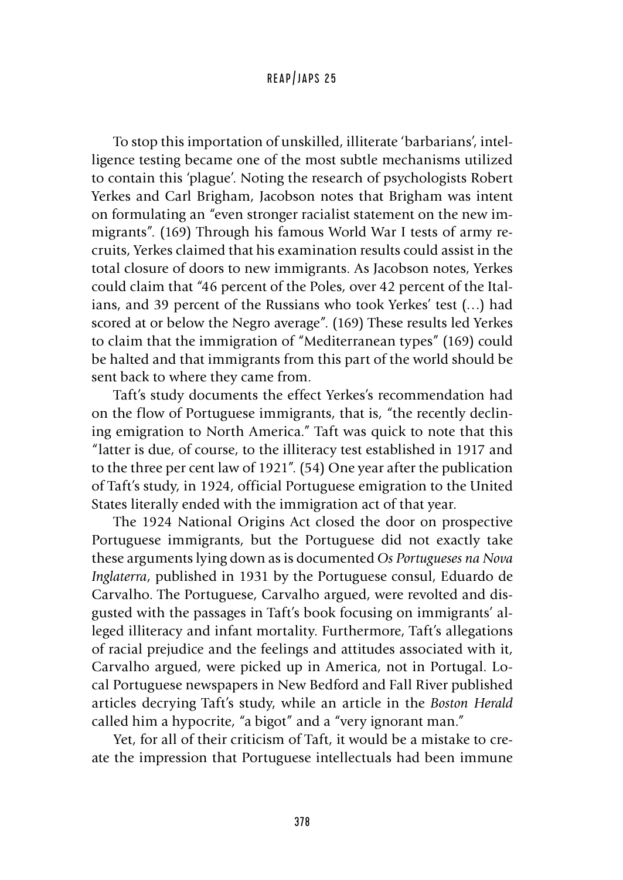To stop this importation of unskilled, illiterate 'barbarians', intelligence testing became one of the most subtle mechanisms utilized to contain this 'plague'. Noting the research of psychologists Robert Yerkes and Carl Brigham, Jacobson notes that Brigham was intent on formulating an "even stronger racialist statement on the new immigrants". (169) Through his famous World War I tests of army recruits, Yerkes claimed that his examination results could assist in the total closure of doors to new immigrants. As Jacobson notes, Yerkes could claim that "46 percent of the Poles, over 42 percent of the Italians, and 39 percent of the Russians who took Yerkes' test (…) had scored at or below the Negro average". (169) These results led Yerkes to claim that the immigration of "Mediterranean types" (169) could be halted and that immigrants from this part of the world should be sent back to where they came from.

Taft's study documents the effect Yerkes's recommendation had on the flow of Portuguese immigrants, that is, "the recently declining emigration to North America." Taft was quick to note that this "latter is due, of course, to the illiteracy test established in 1917 and to the three per cent law of 1921". (54) One year after the publication of Taft's study, in 1924, official Portuguese emigration to the United States literally ended with the immigration act of that year.

The 1924 National Origins Act closed the door on prospective Portuguese immigrants, but the Portuguese did not exactly take these arguments lying down as is documented *Os Portugueses na Nova Inglaterra*, published in 1931 by the Portuguese consul, Eduardo de Carvalho. The Portuguese, Carvalho argued, were revolted and disgusted with the passages in Taft's book focusing on immigrants' alleged illiteracy and infant mortality. Furthermore, Taft's allegations of racial prejudice and the feelings and attitudes associated with it, Carvalho argued, were picked up in America, not in Portugal. Local Portuguese newspapers in New Bedford and Fall River published articles decrying Taft's study, while an article in the *Boston Herald* called him a hypocrite, "a bigot" and a "very ignorant man."

Yet, for all of their criticism of Taft, it would be a mistake to create the impression that Portuguese intellectuals had been immune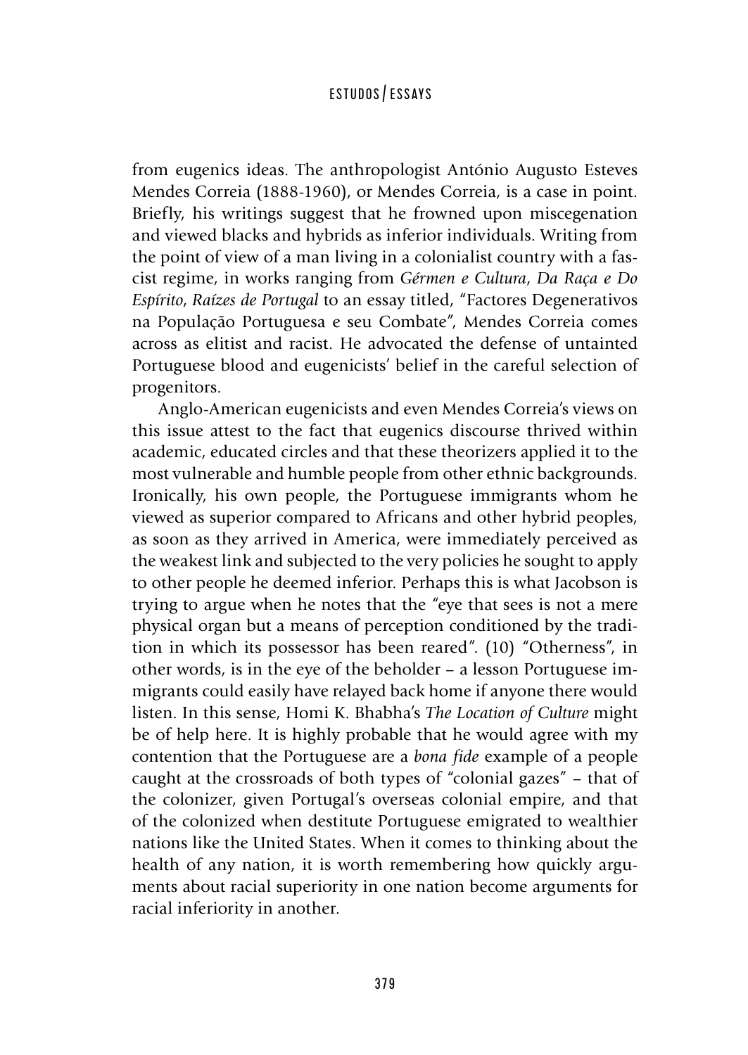from eugenics ideas. The anthropologist António Augusto Esteves Mendes Correia (1888-1960), or Mendes Correia, is a case in point. Briefly, his writings suggest that he frowned upon miscegenation and viewed blacks and hybrids as inferior individuals. Writing from the point of view of a man living in a colonialist country with a fascist regime, in works ranging from *Gérmen e Cultura*, *Da Raça e Do Espírito*, *Raízes de Portugal* to an essay titled, "Factores Degenerativos na População Portuguesa e seu Combate", Mendes Correia comes across as elitist and racist. He advocated the defense of untainted Portuguese blood and eugenicists' belief in the careful selection of progenitors.

Anglo-American eugenicists and even Mendes Correia's views on this issue attest to the fact that eugenics discourse thrived within academic, educated circles and that these theorizers applied it to the most vulnerable and humble people from other ethnic backgrounds. Ironically, his own people, the Portuguese immigrants whom he viewed as superior compared to Africans and other hybrid peoples, as soon as they arrived in America, were immediately perceived as the weakest link and subjected to the very policies he sought to apply to other people he deemed inferior. Perhaps this is what Jacobson is trying to argue when he notes that the "eye that sees is not a mere physical organ but a means of perception conditioned by the tradition in which its possessor has been reared". (10) "Otherness", in other words, is in the eye of the beholder – a lesson Portuguese immigrants could easily have relayed back home if anyone there would listen. In this sense, Homi K. Bhabha's *The Location of Culture* might be of help here. It is highly probable that he would agree with my contention that the Portuguese are a *bona fide* example of a people caught at the crossroads of both types of "colonial gazes" – that of the colonizer, given Portugal's overseas colonial empire, and that of the colonized when destitute Portuguese emigrated to wealthier nations like the United States. When it comes to thinking about the health of any nation, it is worth remembering how quickly arguments about racial superiority in one nation become arguments for racial inferiority in another.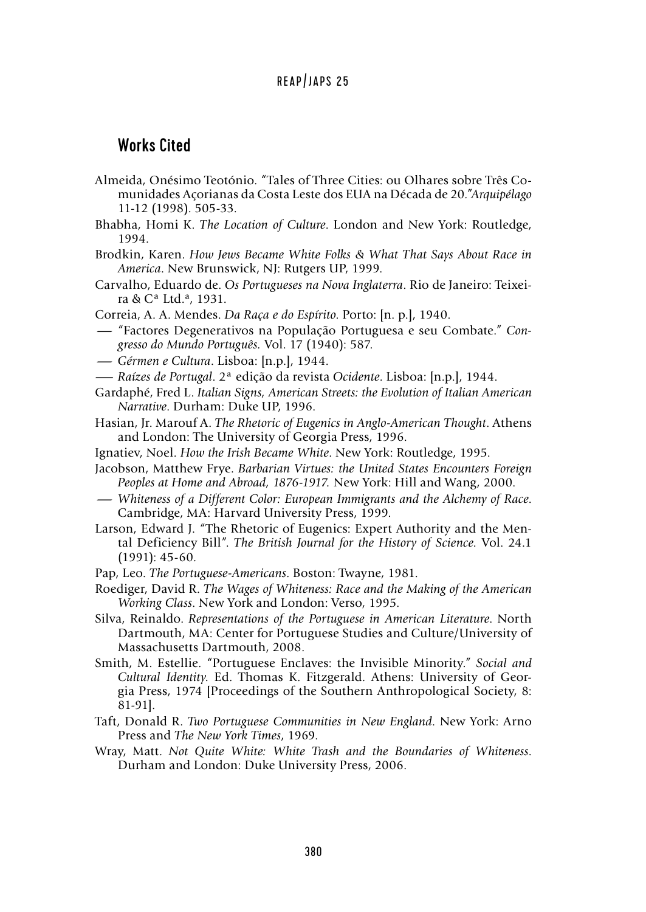## Works Cited

Almeida, Onésimo Teotónio. "Tales of Three Cities: ou Olhares sobre Três Comunidades Açorianas da Costa Leste dos EUA na Década de 20."*Arquipélago* 11-12 (1998). 505-33.

Bhabha, Homi K. *The Location of Culture*. London and New York: Routledge, 1994.

Brodkin, Karen. *How Jews Became White Folks & What That Says About Race in America*. New Brunswick, NJ: Rutgers UP, 1999.

Carvalho, Eduardo de. *Os Portugueses na Nova Inglaterra*. Rio de Janeiro: Teixeira & Cª Ltd.ª, 1931.

Correia, A. A. Mendes. *Da Raça e do Espírito*. Porto: [n. p.], 1940.

— "Factores Degenerativos na População Portuguesa e seu Combate." *Congresso do Mundo Português.* Vol. 17 (1940): 587.

— *Gérmen e Cultura*. Lisboa: [n.p.], 1944.

— *Raízes de Portugal*. 2ª edição da revista *Ocidente*. Lisboa: [n.p.], 1944.

Gardaphé, Fred L. *Italian Signs, American Streets: the Evolution of Italian American Narrative*. Durham: Duke UP, 1996.

Hasian, Jr. Marouf A. *The Rhetoric of Eugenics in Anglo-American Thought*. Athens and London: The University of Georgia Press, 1996.

Ignatiev, Noel. *How the Irish Became White*. New York: Routledge, 1995.

Jacobson, Matthew Frye. *Barbarian Virtues: the United States Encounters Foreign Peoples at Home and Abroad, 1876-1917.* New York: Hill and Wang, 2000.

— *Whiteness of a Different Color: European Immigrants and the Alchemy of Race*. Cambridge, MA: Harvard University Press, 1999.

Larson, Edward J. "The Rhetoric of Eugenics: Expert Authority and the Mental Deficiency Bill". *The British Journal for the History of Science.* Vol. 24.1 (1991): 45-60.

Pap, Leo. *The Portuguese-Americans*. Boston: Twayne, 1981.

Roediger, David R. *The Wages of Whiteness: Race and the Making of the American Working Class*. New York and London: Verso, 1995.

Silva, Reinaldo. *Representations of the Portuguese in American Literature.* North Dartmouth, MA: Center for Portuguese Studies and Culture/University of Massachusetts Dartmouth, 2008.

Smith, M. Estellie. "Portuguese Enclaves: the Invisible Minority." *Social and Cultural Identity.* Ed. Thomas K. Fitzgerald. Athens: University of Georgia Press, 1974 [Proceedings of the Southern Anthropological Society, 8: 81-91].

Taft, Donald R. *Two Portuguese Communities in New England*. New York: Arno Press and *The New York Times*, 1969.

Wray, Matt. *Not Quite White: White Trash and the Boundaries of Whiteness*. Durham and London: Duke University Press, 2006.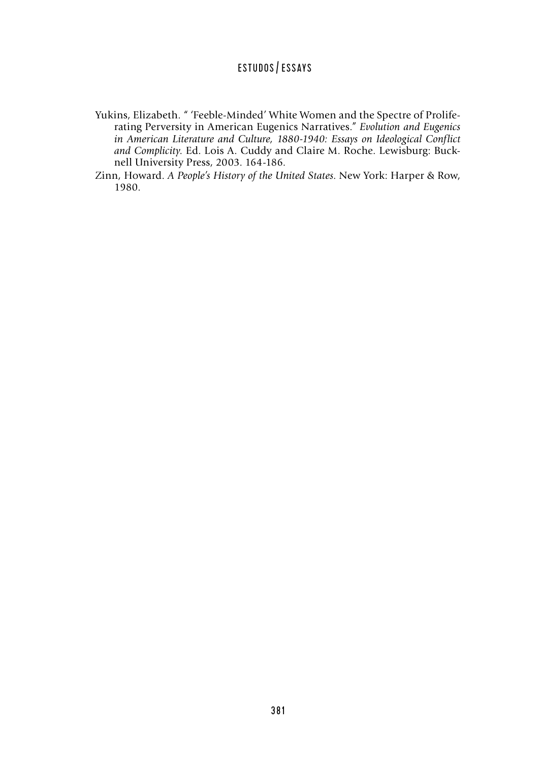Yukins, Elizabeth. " 'Feeble-Minded' White Women and the Spectre of Proliferating Perversity in American Eugenics Narratives." *Evolution and Eugenics in American Literature and Culture, 1880-1940: Essays on Ideological Conflict and Complicity*. Ed. Lois A. Cuddy and Claire M. Roche. Lewisburg: Bucknell University Press, 2003. 164-186.

Zinn, Howard. *A People's History of the United States*. New York: Harper & Row, 1980.